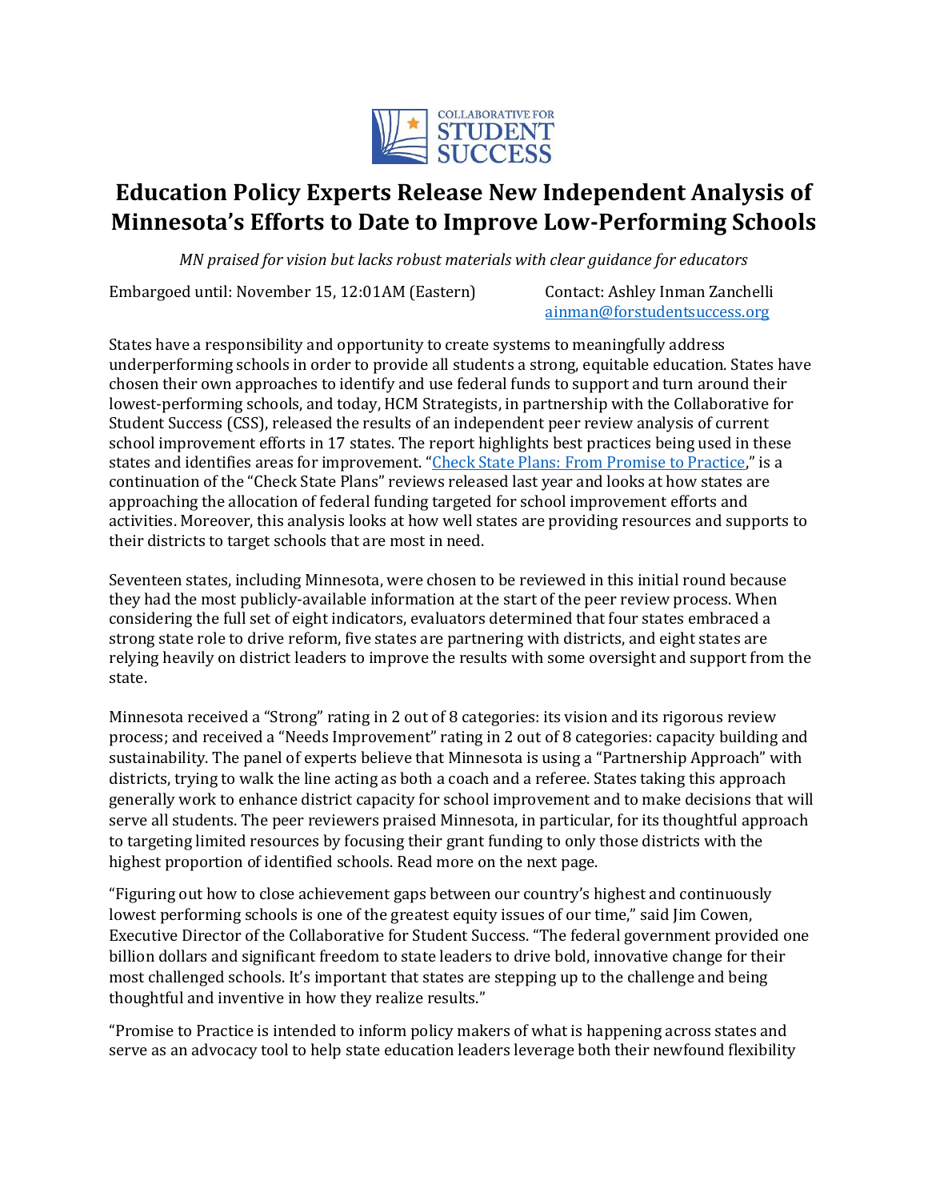COLLABORATIVE FOR STUDENT SUCCESS

# Education Policy Experts Release New Independent Analysis of Minnesota's Efforts to Date to Improve Low-Performing Schools

*MN praised for vision but lacks robust materials with clear guidance for educators*

Embargoed until: November 15, 12:01AM (Eastern)

Contact: Ashley Inman Zanchelli
ainman@forstudentsuccess.org

States have a responsibility and opportunity to create systems to meaningfully address underperforming schools in order to provide all students a strong, equitable education. States have chosen their own approaches to identify and use federal funds to support and turn around their lowest-performing schools, and today, HCM Strategists, in partnership with the Collaborative for Student Success (CSS), released the results of an independent peer review analysis of current school improvement efforts in 17 states. The report highlights best practices being used in these states and identifies areas for improvement. "[Check State Plans: From Promise to Practice](Check State Plans: From Promise to Practice)," is a continuation of the "Check State Plans" reviews released last year and looks at how states are approaching the allocation of federal funding targeted for school improvement efforts and activities. Moreover, this analysis looks at how well states are providing resources and supports to their districts to target schools that are most in need.

Seventeen states, including Minnesota, were chosen to be reviewed in this initial round because they had the most publicly-available information at the start of the peer review process. When considering the full set of eight indicators, evaluators determined that four states embraced a strong state role to drive reform, five states are partnering with districts, and eight states are relying heavily on district leaders to improve the results with some oversight and support from the state.

Minnesota received a "Strong" rating in 2 out of 8 categories: its vision and its rigorous review process; and received a "Needs Improvement" rating in 2 out of 8 categories: capacity building and sustainability. The panel of experts believe that Minnesota is using a "Partnership Approach" with districts, trying to walk the line acting as both a coach and a referee. States taking this approach generally work to enhance district capacity for school improvement and to make decisions that will serve all students. The peer reviewers praised Minnesota, in particular, for its thoughtful approach to targeting limited resources by focusing their grant funding to only those districts with the highest proportion of identified schools. Read more on the next page.

"Figuring out how to close achievement gaps between our country's highest and continuously lowest performing schools is one of the greatest equity issues of our time," said Jim Cowen, Executive Director of the Collaborative for Student Success. "The federal government provided one billion dollars and significant freedom to state leaders to drive bold, innovative change for their most challenged schools. It's important that states are stepping up to the challenge and being thoughtful and inventive in how they realize results."

"Promise to Practice is intended to inform policy makers of what is happening across states and serve as an advocacy tool to help state education leaders leverage both their newfound flexibility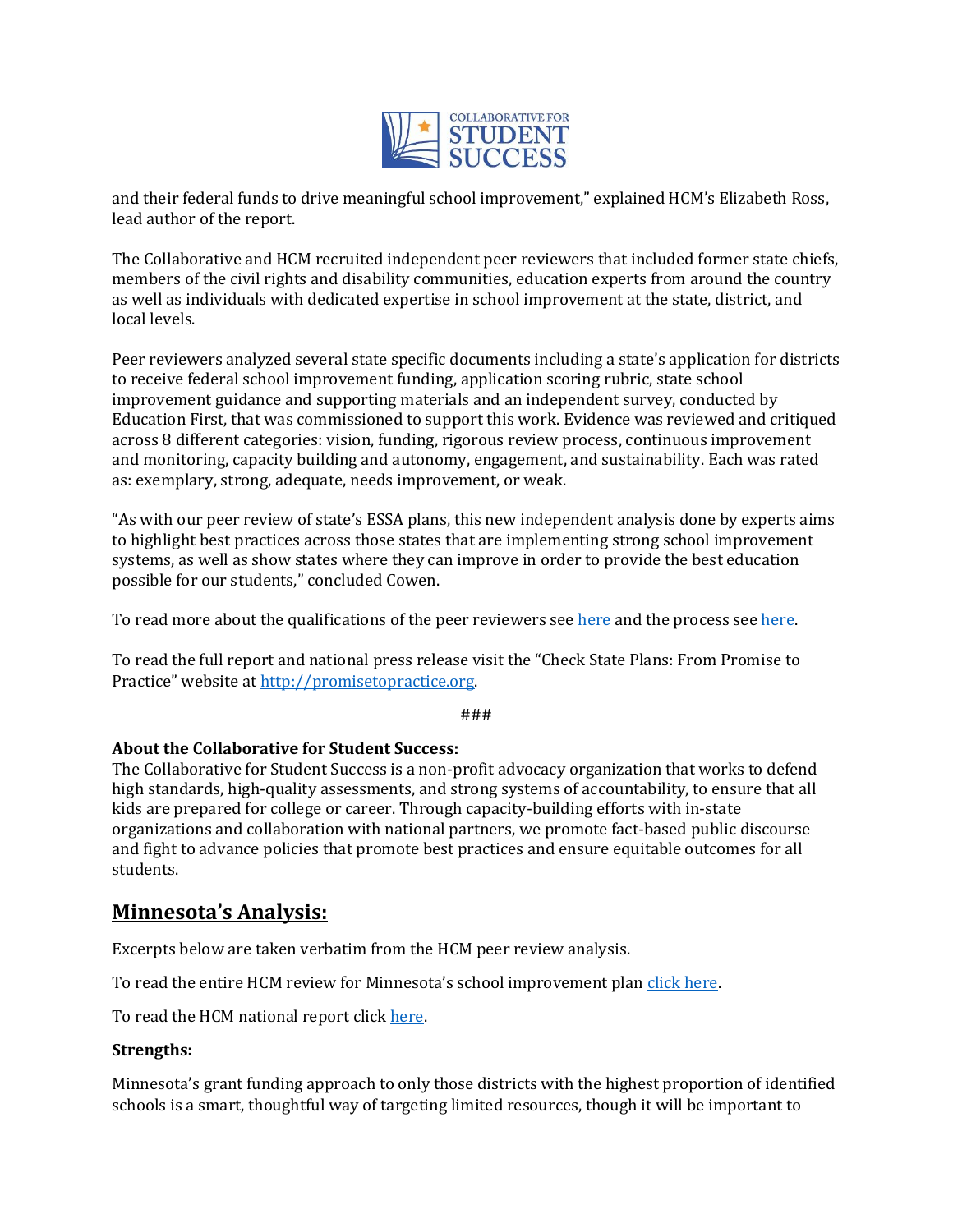and their federal funds to drive meaningful school improvement," explained HCM's Elizabeth Ross, lead author of the report.

The Collaborative and HCM recruited independent peer reviewers that included former state chiefs, members of the civil rights and disability communities, education experts from around the country as well as individuals with dedicated expertise in school improvement at the state, district, and local levels.

Peer reviewers analyzed several state specific documents including a state's application for districts to receive federal school improvement funding, application scoring rubric, state school improvement guidance and supporting materials and an independent survey, conducted by Education First, that was commissioned to support this work. Evidence was reviewed and critiqued across 8 different categories: vision, funding, rigorous review process, continuous improvement and monitoring, capacity building and autonomy, engagement, and sustainability. Each was rated as: exemplary, strong, adequate, needs improvement, or weak.

"As with our peer review of state's ESSA plans, this new independent analysis done by experts aims to highlight best practices across those states that are implementing strong school improvement systems, as well as show states where they can improve in order to provide the best education possible for our students," concluded Cowen.

To read more about the qualifications of the peer reviewers see here and the process see here.

To read the full report and national press release visit the "Check State Plans: From Promise to Practice" website at http://promisetopractice.org.

###

**About the Collaborative for Student Success:**
The Collaborative for Student Success is a non-profit advocacy organization that works to defend high standards, high-quality assessments, and strong systems of accountability, to ensure that all kids are prepared for college or career. Through capacity-building efforts with in-state organizations and collaboration with national partners, we promote fact-based public discourse and fight to advance policies that promote best practices and ensure equitable outcomes for all students.

## Minnesota's Analysis:

Excerpts below are taken verbatim from the HCM peer review analysis.

To read the entire HCM review for Minnesota's school improvement plan click here.

To read the HCM national report click here.

**Strengths:**

Minnesota's grant funding approach to only those districts with the highest proportion of identified schools is a smart, thoughtful way of targeting limited resources, though it will be important to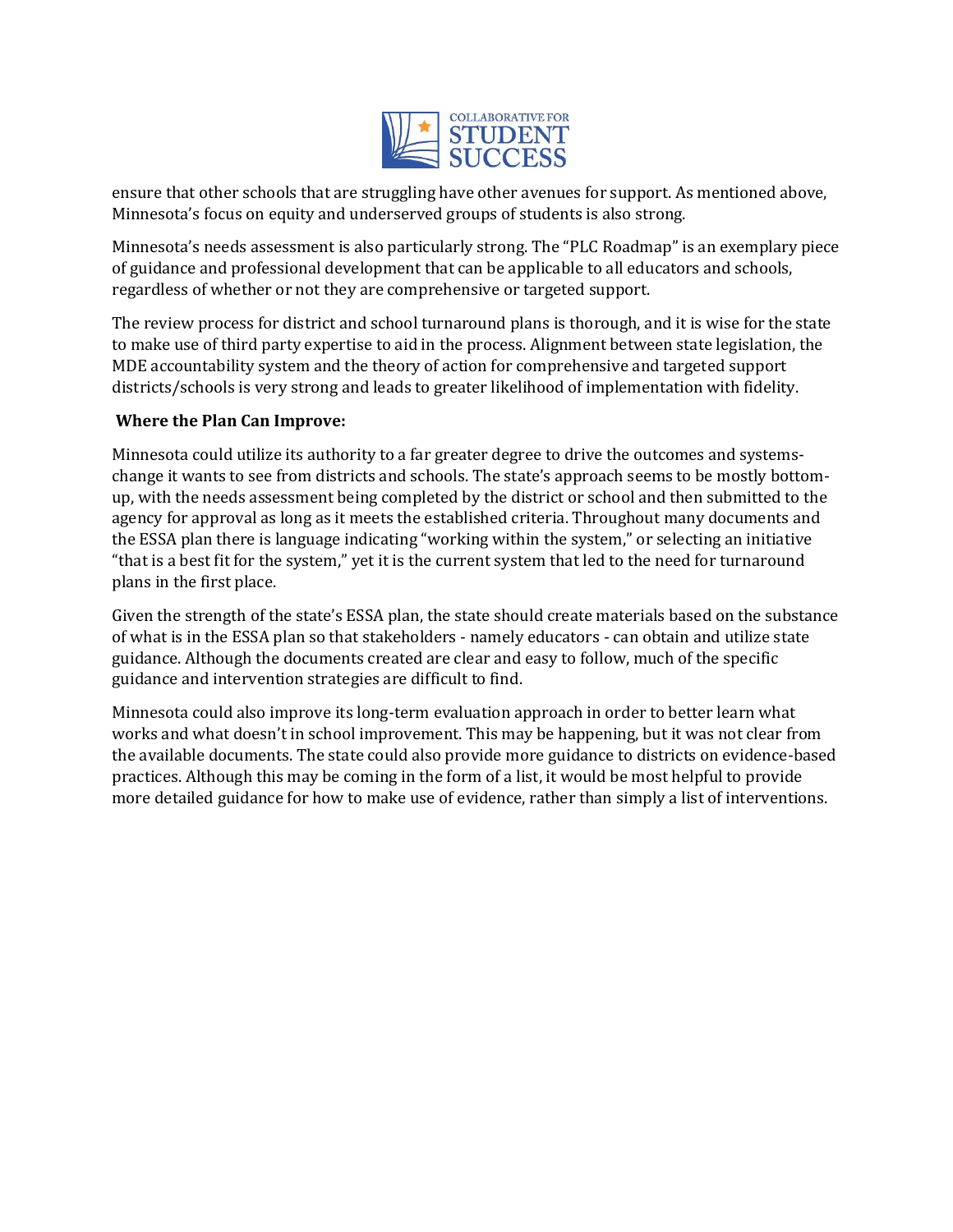ensure that other schools that are struggling have other avenues for support. As mentioned above, Minnesota's focus on equity and underserved groups of students is also strong.

Minnesota's needs assessment is also particularly strong. The "PLC Roadmap" is an exemplary piece of guidance and professional development that can be applicable to all educators and schools, regardless of whether or not they are comprehensive or targeted support.

The review process for district and school turnaround plans is thorough, and it is wise for the state to make use of third party expertise to aid in the process. Alignment between state legislation, the MDE accountability system and the theory of action for comprehensive and targeted support districts/schools is very strong and leads to greater likelihood of implementation with fidelity.

**Where the Plan Can Improve:**

Minnesota could utilize its authority to a far greater degree to drive the outcomes and systems-change it wants to see from districts and schools. The state's approach seems to be mostly bottom-up, with the needs assessment being completed by the district or school and then submitted to the agency for approval as long as it meets the established criteria. Throughout many documents and the ESSA plan there is language indicating "working within the system," or selecting an initiative "that is a best fit for the system," yet it is the current system that led to the need for turnaround plans in the first place.

Given the strength of the state's ESSA plan, the state should create materials based on the substance of what is in the ESSA plan so that stakeholders - namely educators - can obtain and utilize state guidance. Although the documents created are clear and easy to follow, much of the specific guidance and intervention strategies are difficult to find.

Minnesota could also improve its long-term evaluation approach in order to better learn what works and what doesn't in school improvement. This may be happening, but it was not clear from the available documents. The state could also provide more guidance to districts on evidence-based practices. Although this may be coming in the form of a list, it would be most helpful to provide more detailed guidance for how to make use of evidence, rather than simply a list of interventions.